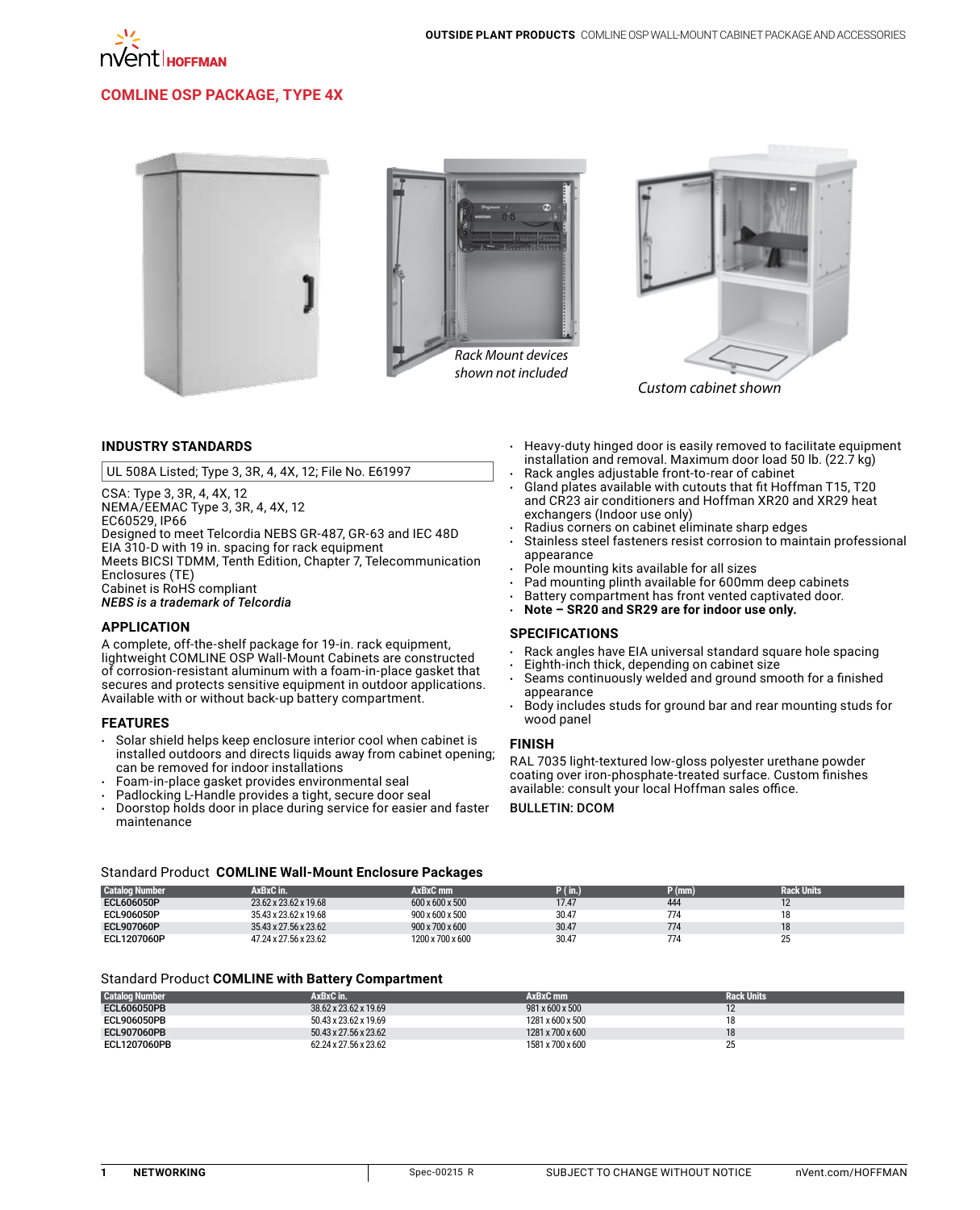# COMLINE OSP PACKAGE, TYPE 4X

*Rack Mount devices shown not included*

*Custom cabinet shown*

## INDUSTRY STANDARDS

UL 508A Listed; Type 3, 3R, 4, 4X, 12; File No. E61997

CSA: Type 3, 3R, 4, 4X, 12
NEMA/EEMAC Type 3, 3R, 4, 4X, 12
EC60529, IP66
Designed to meet Telcordia NEBS GR-487, GR-63 and IEC 48D
EIA 310-D with 19 in. spacing for rack equipment
Meets BICSI TDMM, Tenth Edition, Chapter 7, Telecommunication Enclosures (TE)
Cabinet is RoHS compliant
***NEBS is a trademark of Telcordia***

## APPLICATION

A complete, off-the-shelf package for 19-in. rack equipment, lightweight COMLINE OSP Wall-Mount Cabinets are constructed of corrosion-resistant aluminum with a foam-in-place gasket that secures and protects sensitive equipment in outdoor applications. Available with or without back-up battery compartment.

## FEATURES

- Solar shield helps keep enclosure interior cool when cabinet is installed outdoors and directs liquids away from cabinet opening; can be removed for indoor installations
- Foam-in-place gasket provides environmental seal
- Padlocking L-Handle provides a tight, secure door seal
- Doorstop holds door in place during service for easier and faster maintenance
- Heavy-duty hinged door is easily removed to facilitate equipment installation and removal. Maximum door load 50 lb. (22.7 kg)
- Rack angles adjustable front-to-rear of cabinet
- Gland plates available with cutouts that fit Hoffman T15, T20 and CR23 air conditioners and Hoffman XR20 and XR29 heat exchangers (Indoor use only)
- Radius corners on cabinet eliminate sharp edges
- Stainless steel fasteners resist corrosion to maintain professional appearance
- Pole mounting kits available for all sizes
- Pad mounting plinth available for 600mm deep cabinets
- Battery compartment has front vented captivated door.
- **Note – SR20 and SR29 are for indoor use only.**

## SPECIFICATIONS

- Rack angles have EIA universal standard square hole spacing
- Eighth-inch thick, depending on cabinet size
- Seams continuously welded and ground smooth for a finished appearance
- Body includes studs for ground bar and rear mounting studs for wood panel

## FINISH

RAL 7035 light-textured low-gloss polyester urethane powder coating over iron-phosphate-treated surface. Custom finishes available: consult your local Hoffman sales office.

BULLETIN: DCOM

### Standard Product **COMLINE Wall-Mount Enclosure Packages**

| Catalog Number | AxBxC in. | AxBxC mm | P (in.) | P (mm) | Rack Units |
|---|---|---|---|---|---|
| ECL606050P | 23.62 x 23.62 x 19.68 | 600 x 600 x 500 | 17.47 | 444 | 12 |
| ECL906050P | 35.43 x 23.62 x 19.68 | 900 x 600 x 500 | 30.47 | 774 | 18 |
| ECL907060P | 35.43 x 27.56 x 23.62 | 900 x 700 x 600 | 30.47 | 774 | 18 |
| ECL1207060P | 47.24 x 27.56 x 23.62 | 1200 x 700 x 600 | 30.47 | 774 | 25 |

### Standard Product **COMLINE with Battery Compartment**

| Catalog Number | AxBxC in. | AxBxC mm | Rack Units |
|---|---|---|---|
| ECL606050PB | 38.62 x 23.62 x 19.69 | 981 x 600 x 500 | 12 |
| ECL906050PB | 50.43 x 23.62 x 19.69 | 1281 x 600 x 500 | 18 |
| ECL907060PB | 50.43 x 27.56 x 23.62 | 1281 x 700 x 600 | 18 |
| ECL1207060PB | 62.24 x 27.56 x 23.62 | 1581 x 700 x 600 | 25 |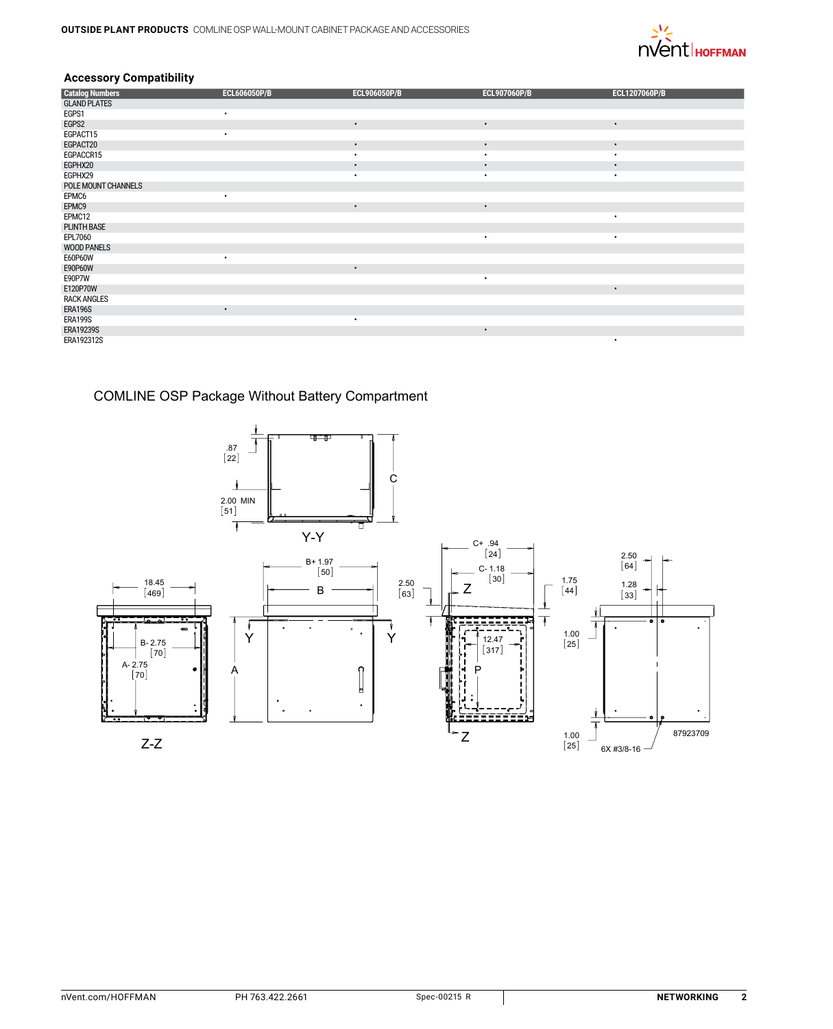## Accessory Compatibility

| Catalog Numbers | ECL606050P/B | ECL906050P/B | ECL907060P/B | ECL1207060P/B |
|---|---|---|---|---|
| GLAND PLATES | | | | |
| EGPS1 | • | | | |
| EGPS2 | | • | • | • |
| EGPACT15 | • | | | |
| EGPACT20 | | • | • | • |
| EGPACCR15 | | • | • | • |
| EGPHX20 | | • | • | • |
| EGPHX29 | | • | • | • |
| POLE MOUNT CHANNELS | | | | |
| EPMC6 | • | | | |
| EPMC9 | | • | • | |
| EPMC12 | | | | • |
| PLINTH BASE | | | | |
| EPL7060 | | | • | • |
| WOOD PANELS | | | | |
| E60P60W | • | | | |
| E90P60W | | • | | |
| E90P7W | | | • | |
| E120P70W | | | | • |
| RACK ANGLES | | | | |
| ERA196S | • | | | |
| ERA199S | | • | | |
| ERA19239S | | | • | |
| ERA192312S | | | | • |

## COMLINE OSP Package Without Battery Compartment

.87 [22]

2.00 MIN [51]

C

Y-Y

18.45 [469]

B+ 1.97 [50]

B

B- 2.75 [70]

A- 2.75 [70]

Y Y

A

Z-Z

C+ .94 [24]

C- 1.18 [30]

2.50 [63]

Z

12.47 [317]

P

Z

1.75 [44]

1.00 [25]

1.00 [25]

2.50 [64]

1.28 [33]

87923709

6X #3/8-16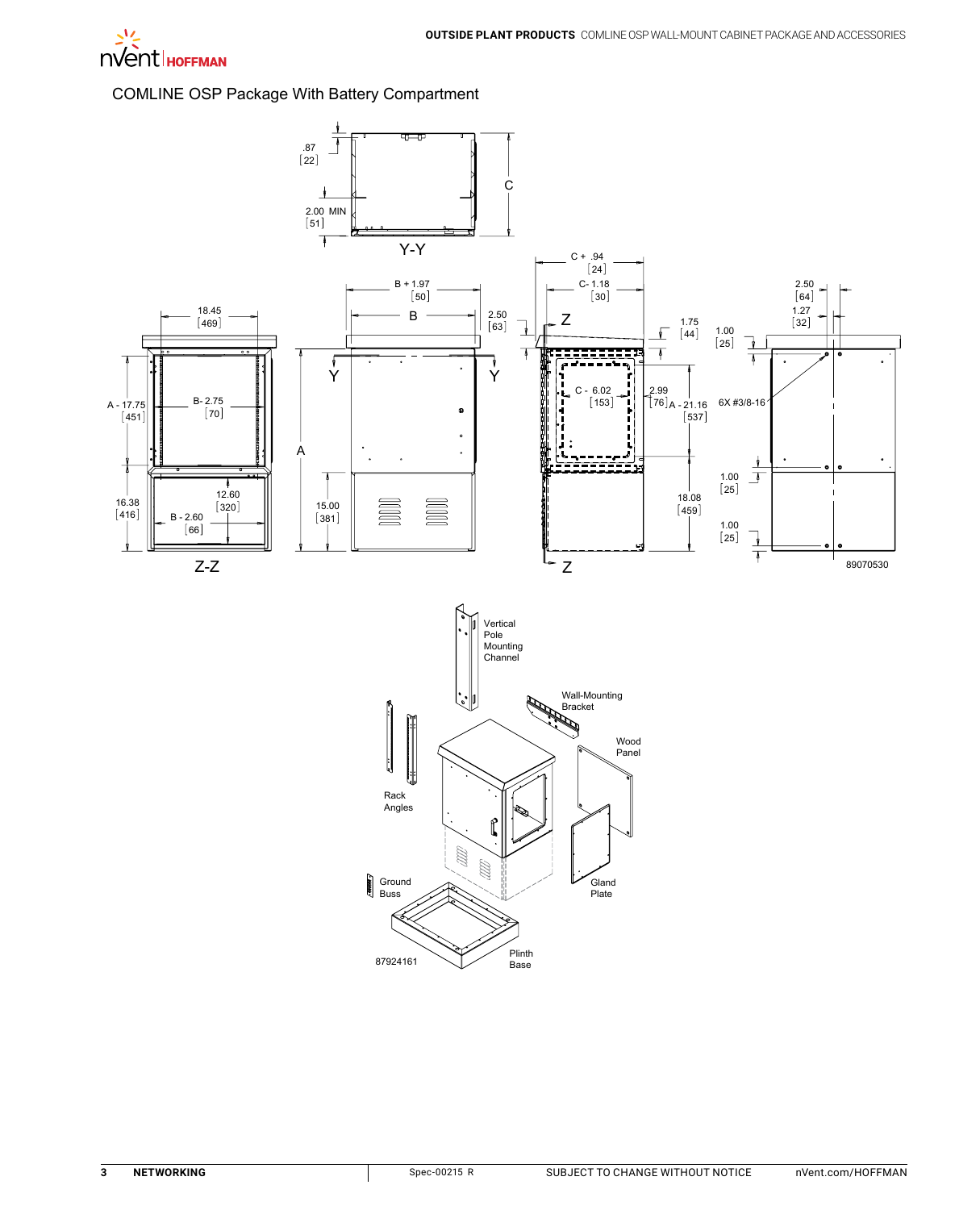COMLINE OSP Package With Battery Compartment

.87
[22]

2.00 MIN
[51]

C

Y-Y

C + .94
[24]

C- 1.18
[30]

B + 1.97
[50]

B

2.50
[63]

Z

1.75
[44]

1.00
[25]

2.50
[64]

1.27
[32]

18.45
[469]

A - 17.75
[451]

B- 2.75
[70]

Y

Y

C - 6.02
[153]

2.99
[76]

A - 21.16
[537]

6X #3/8-16

A

16.38
[416]

12.60
[320]

B - 2.60
[66]

15.00
[381]

18.08
[459]

1.00
[25]

1.00
[25]

Z-Z

Z

89070530

Vertical Pole Mounting Channel

Wall-Mounting Bracket

Wood Panel

Rack Angles

Ground Buss

Gland Plate

Plinth Base

87924161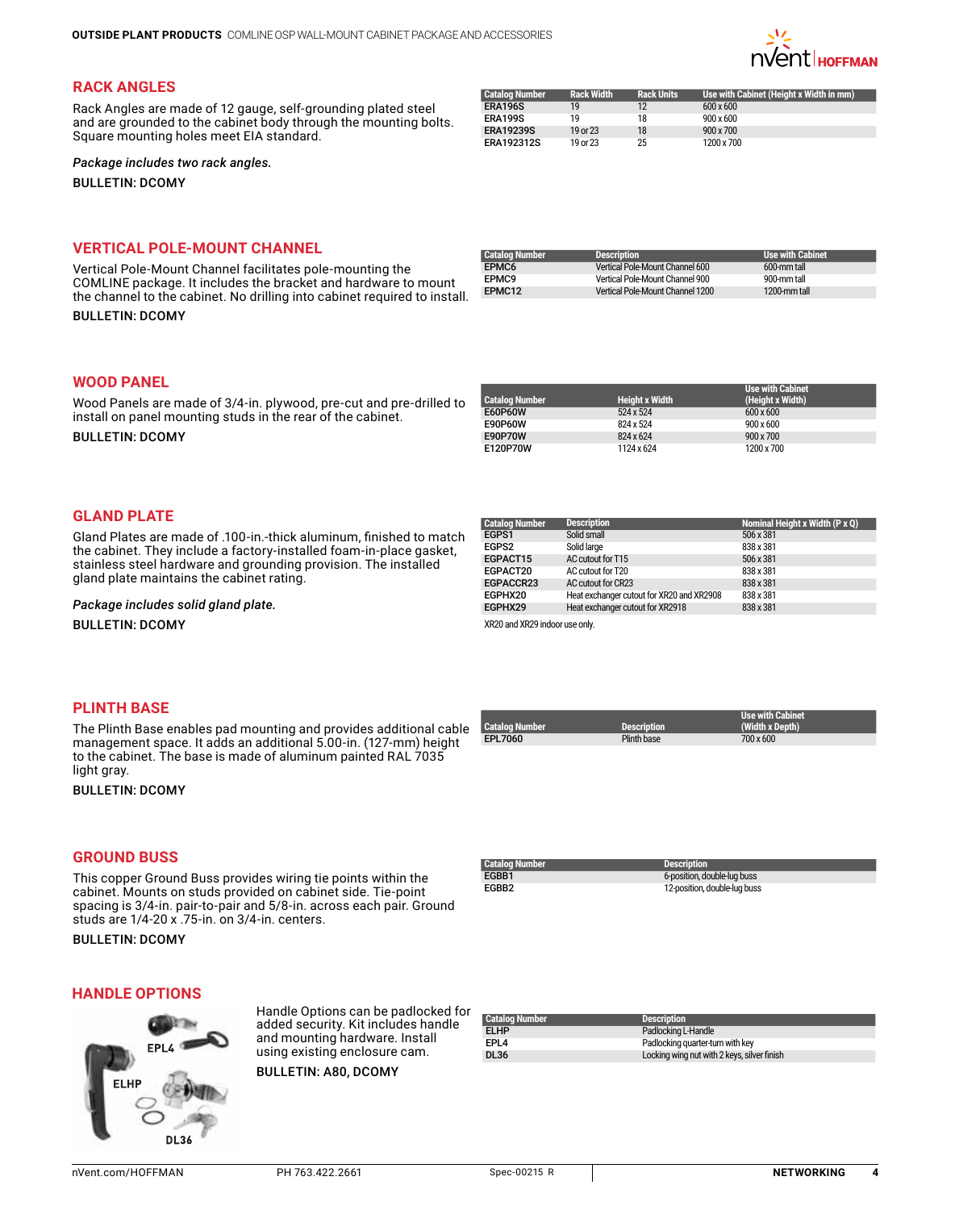## RACK ANGLES

Rack Angles are made of 12 gauge, self-grounding plated steel and are grounded to the cabinet body through the mounting bolts. Square mounting holes meet EIA standard.

*Package includes two rack angles.*

BULLETIN: DCOMY

| Catalog Number | Rack Width | Rack Units | Use with Cabinet (Height x Width in mm) |
|---|---|---|---|
| ERA196S | 19 | 12 | 600 x 600 |
| ERA199S | 19 | 18 | 900 x 600 |
| ERA19239S | 19 or 23 | 18 | 900 x 700 |
| ERA192312S | 19 or 23 | 25 | 1200 x 700 |

## VERTICAL POLE-MOUNT CHANNEL

Vertical Pole-Mount Channel facilitates pole-mounting the COMLINE package. It includes the bracket and hardware to mount the channel to the cabinet. No drilling into cabinet required to install.

BULLETIN: DCOMY

| Catalog Number | Description | Use with Cabinet |
|---|---|---|
| EPMC6 | Vertical Pole-Mount Channel 600 | 600-mm tall |
| EPMC9 | Vertical Pole-Mount Channel 900 | 900-mm tall |
| EPMC12 | Vertical Pole-Mount Channel 1200 | 1200-mm tall |

## WOOD PANEL

Wood Panels are made of 3/4-in. plywood, pre-cut and pre-drilled to install on panel mounting studs in the rear of the cabinet.

BULLETIN: DCOMY

| Catalog Number | Height x Width | Use with Cabinet (Height x Width) |
|---|---|---|
| E60P60W | 524 x 524 | 600 x 600 |
| E90P60W | 824 x 524 | 900 x 600 |
| E90P70W | 824 x 624 | 900 x 700 |
| E120P70W | 1124 x 624 | 1200 x 700 |

## GLAND PLATE

Gland Plates are made of .100-in.-thick aluminum, finished to match the cabinet. They include a factory-installed foam-in-place gasket, stainless steel hardware and grounding provision. The installed gland plate maintains the cabinet rating.

*Package includes solid gland plate.*

BULLETIN: DCOMY

| Catalog Number | Description | Nominal Height x Width (P x Q) |
|---|---|---|
| EGPS1 | Solid small | 506 x 381 |
| EGPS2 | Solid large | 838 x 381 |
| EGPACT15 | AC cutout for T15 | 506 x 381 |
| EGPACT20 | AC cutout for T20 | 838 x 381 |
| EGPACCR23 | AC cutout for CR23 | 838 x 381 |
| EGPHX20 | Heat exchanger cutout for XR20 and XR2908 | 838 x 381 |
| EGPHX29 | Heat exchanger cutout for XR2918 | 838 x 381 |

XR20 and XR29 indoor use only.

## PLINTH BASE

The Plinth Base enables pad mounting and provides additional cable management space. It adds an additional 5.00-in. (127-mm) height to the cabinet. The base is made of aluminum painted RAL 7035 light gray.

BULLETIN: DCOMY

| Catalog Number | Description | Use with Cabinet (Width x Depth) |
|---|---|---|
| EPL7060 | Plinth base | 700 x 600 |

## GROUND BUSS

This copper Ground Buss provides wiring tie points within the cabinet. Mounts on studs provided on cabinet side. Tie-point spacing is 3/4-in. pair-to-pair and 5/8-in. across each pair. Ground studs are 1/4-20 x .75-in. on 3/4-in. centers.

BULLETIN: DCOMY

| Catalog Number | Description |
|---|---|
| EGBB1 | 6-position, double-lug buss |
| EGBB2 | 12-position, double-lug buss |

## HANDLE OPTIONS

EPL4

ELHP

DL36

Handle Options can be padlocked for added security. Kit includes handle and mounting hardware. Install using existing enclosure cam.

BULLETIN: A80, DCOMY

| Catalog Number | Description |
|---|---|
| ELHP | Padlocking L-Handle |
| EPL4 | Padlocking quarter-turn with key |
| DL36 | Locking wing nut with 2 keys, silver finish |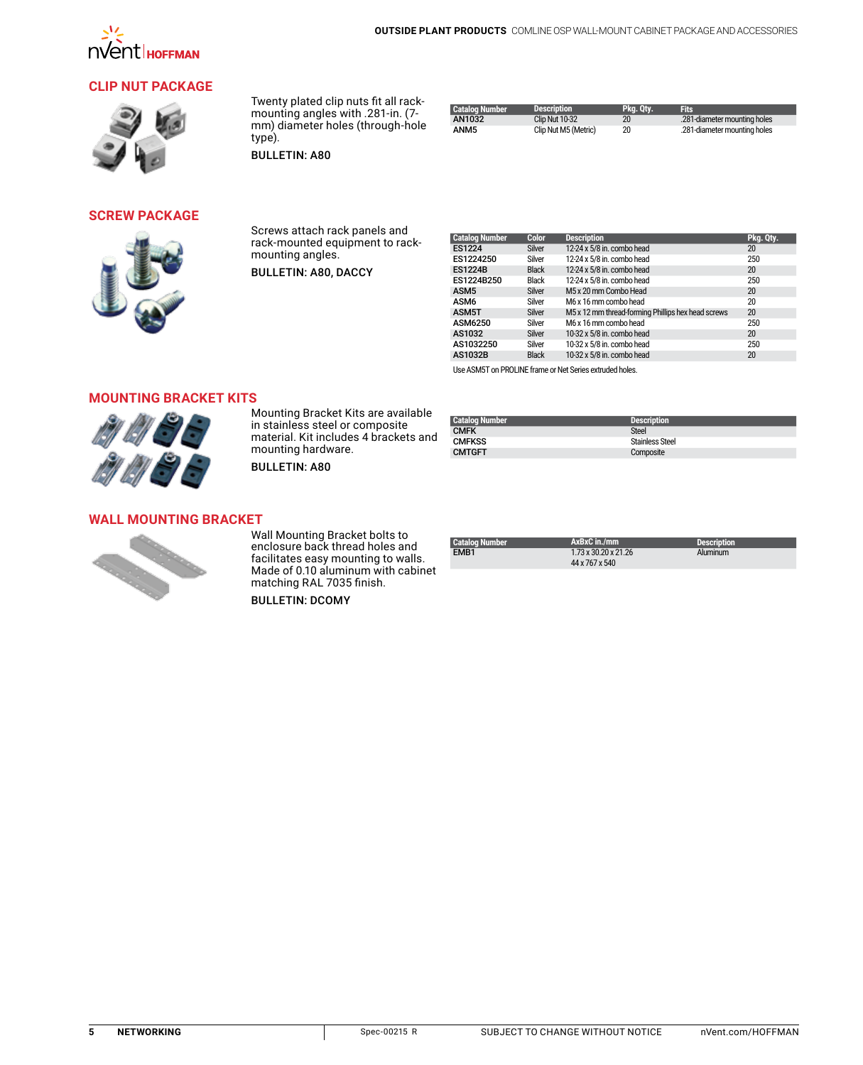## CLIP NUT PACKAGE

Twenty plated clip nuts fit all rack-mounting angles with .281-in. (7-mm) diameter holes (through-hole type).

BULLETIN: A80

| Catalog Number | Description | Pkg. Qty. | Fits |
|---|---|---|---|
| AN1032 | Clip Nut 10-32 | 20 | .281-diameter mounting holes |
| ANM5 | Clip Nut M5 (Metric) | 20 | .281-diameter mounting holes |

## SCREW PACKAGE

Screws attach rack panels and rack-mounted equipment to rack-mounting angles.

BULLETIN: A80, DACCY

| Catalog Number | Color | Description | Pkg. Qty. |
|---|---|---|---|
| ES1224 | Silver | 12-24 x 5/8 in. combo head | 20 |
| ES1224250 | Silver | 12-24 x 5/8 in. combo head | 250 |
| ES1224B | Black | 12-24 x 5/8 in. combo head | 20 |
| ES1224B250 | Black | 12-24 x 5/8 in. combo head | 250 |
| ASM5 | Silver | M5 x 20 mm Combo Head | 20 |
| ASM6 | Silver | M6 x 16 mm combo head | 20 |
| ASM5T | Silver | M5 x 12 mm thread-forming Phillips hex head screws | 20 |
| ASM6250 | Silver | M6 x 16 mm combo head | 250 |
| AS1032 | Silver | 10-32 x 5/8 in. combo head | 20 |
| AS1032250 | Silver | 10-32 x 5/8 in. combo head | 250 |
| AS1032B | Black | 10-32 x 5/8 in. combo head | 20 |

Use ASM5T on PROLINE frame or Net Series extruded holes.

## MOUNTING BRACKET KITS

Mounting Bracket Kits are available in stainless steel or composite material. Kit includes 4 brackets and mounting hardware.

BULLETIN: A80

| Catalog Number | Description |
|---|---|
| CMFK | Steel |
| CMFKSS | Stainless Steel |
| CMTGFT | Composite |

## WALL MOUNTING BRACKET

Wall Mounting Bracket bolts to enclosure back thread holes and facilitates easy mounting to walls. Made of 0.10 aluminum with cabinet matching RAL 7035 finish.

BULLETIN: DCOMY

| Catalog Number | AxBxC in./mm | Description |
|---|---|---|
| EMB1 | 1.73 x 30.20 x 21.26<br>44 x 767 x 540 | Aluminum |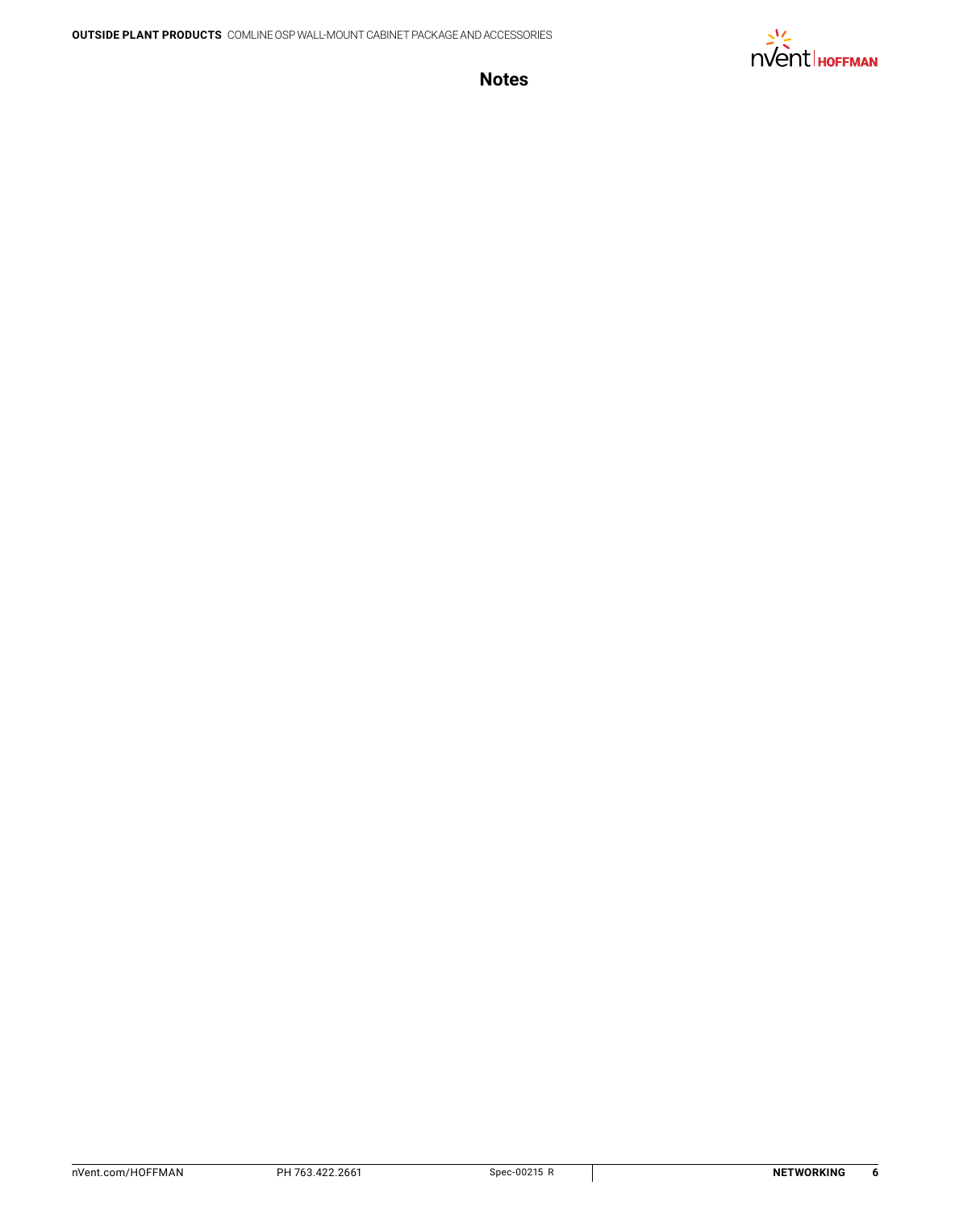## Notes